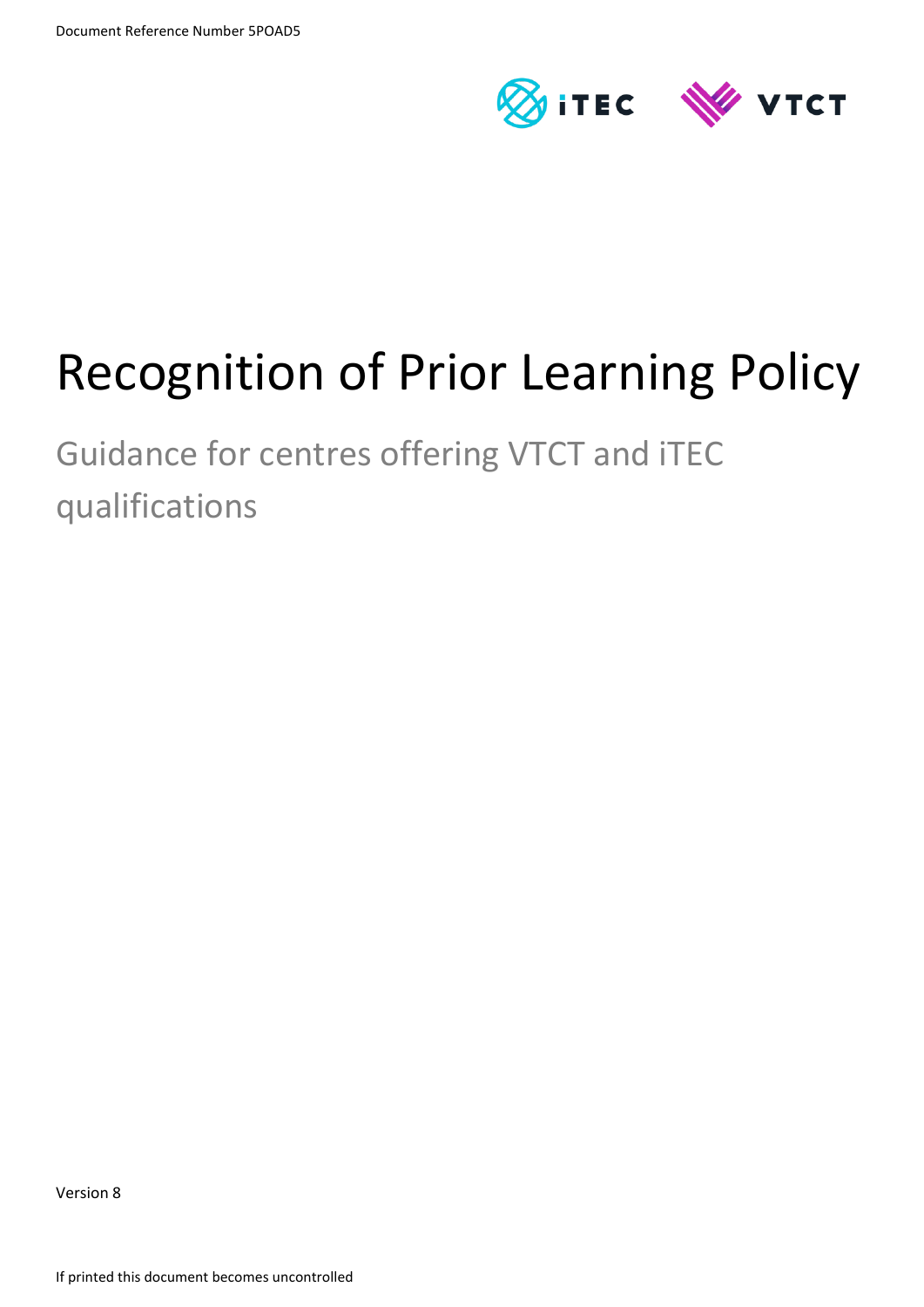Document Reference Number 5POAD5

# Recognition of Prior Learning Policy

## Guidance for centres offering VTCT and iTEC qualifications

Version 8

If printed this document becomes uncontrolled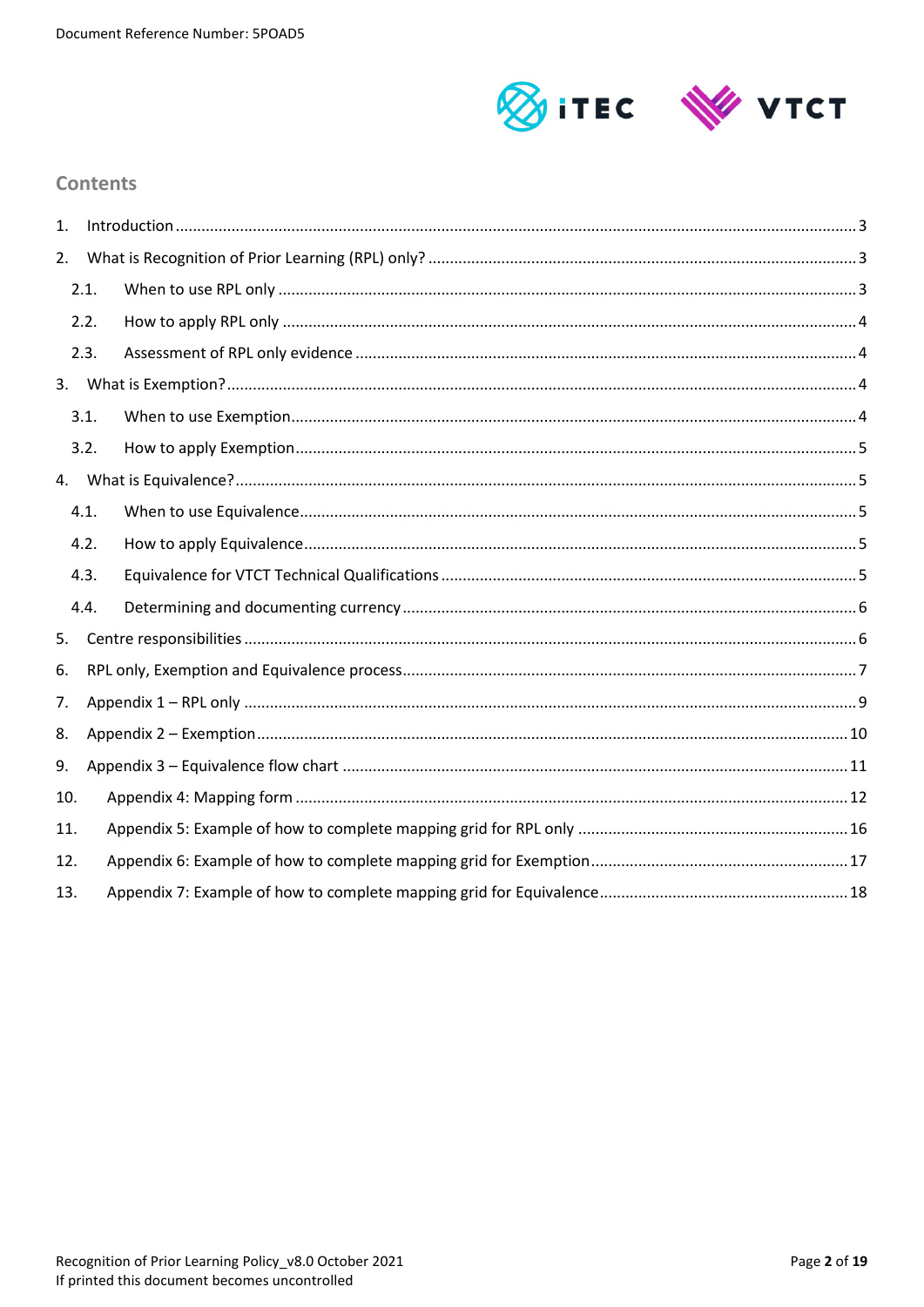## Contents

1. Introduction ..... 3
2. What is Recognition of Prior Learning (RPL) only? ..... 3
   - 2.1. When to use RPL only ..... 3
   - 2.2. How to apply RPL only ..... 4
   - 2.3. Assessment of RPL only evidence ..... 4
3. What is Exemption? ..... 4
   - 3.1. When to use Exemption ..... 4
   - 3.2. How to apply Exemption ..... 5
4. What is Equivalence? ..... 5
   - 4.1. When to use Equivalence ..... 5
   - 4.2. How to apply Equivalence ..... 5
   - 4.3. Equivalence for VTCT Technical Qualifications ..... 5
   - 4.4. Determining and documenting currency ..... 6
5. Centre responsibilities ..... 6
6. RPL only, Exemption and Equivalence process ..... 7
7. Appendix 1 – RPL only ..... 9
8. Appendix 2 – Exemption ..... 10
9. Appendix 3 – Equivalence flow chart ..... 11
10. Appendix 4: Mapping form ..... 12
11. Appendix 5: Example of how to complete mapping grid for RPL only ..... 16
12. Appendix 6: Example of how to complete mapping grid for Exemption ..... 17
13. Appendix 7: Example of how to complete mapping grid for Equivalence ..... 18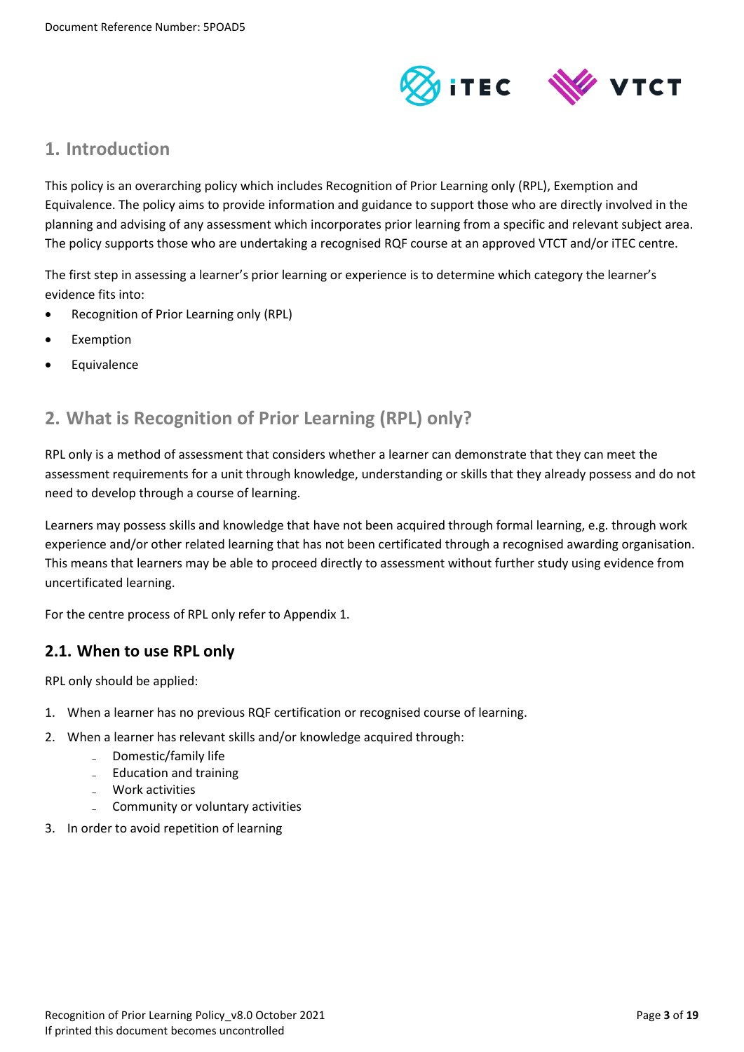## 1. Introduction

This policy is an overarching policy which includes Recognition of Prior Learning only (RPL), Exemption and Equivalence. The policy aims to provide information and guidance to support those who are directly involved in the planning and advising of any assessment which incorporates prior learning from a specific and relevant subject area. The policy supports those who are undertaking a recognised RQF course at an approved VTCT and/or iTEC centre.

The first step in assessing a learner's prior learning or experience is to determine which category the learner's evidence fits into:

- Recognition of Prior Learning only (RPL)
- Exemption
- Equivalence

## 2. What is Recognition of Prior Learning (RPL) only?

RPL only is a method of assessment that considers whether a learner can demonstrate that they can meet the assessment requirements for a unit through knowledge, understanding or skills that they already possess and do not need to develop through a course of learning.

Learners may possess skills and knowledge that have not been acquired through formal learning, e.g. through work experience and/or other related learning that has not been certificated through a recognised awarding organisation. This means that learners may be able to proceed directly to assessment without further study using evidence from uncertificated learning.

For the centre process of RPL only refer to Appendix 1.

### 2.1. When to use RPL only

RPL only should be applied:

1. When a learner has no previous RQF certification or recognised course of learning.
2. When a learner has relevant skills and/or knowledge acquired through:
   - Domestic/family life
   - Education and training
   - Work activities
   - Community or voluntary activities
3. In order to avoid repetition of learning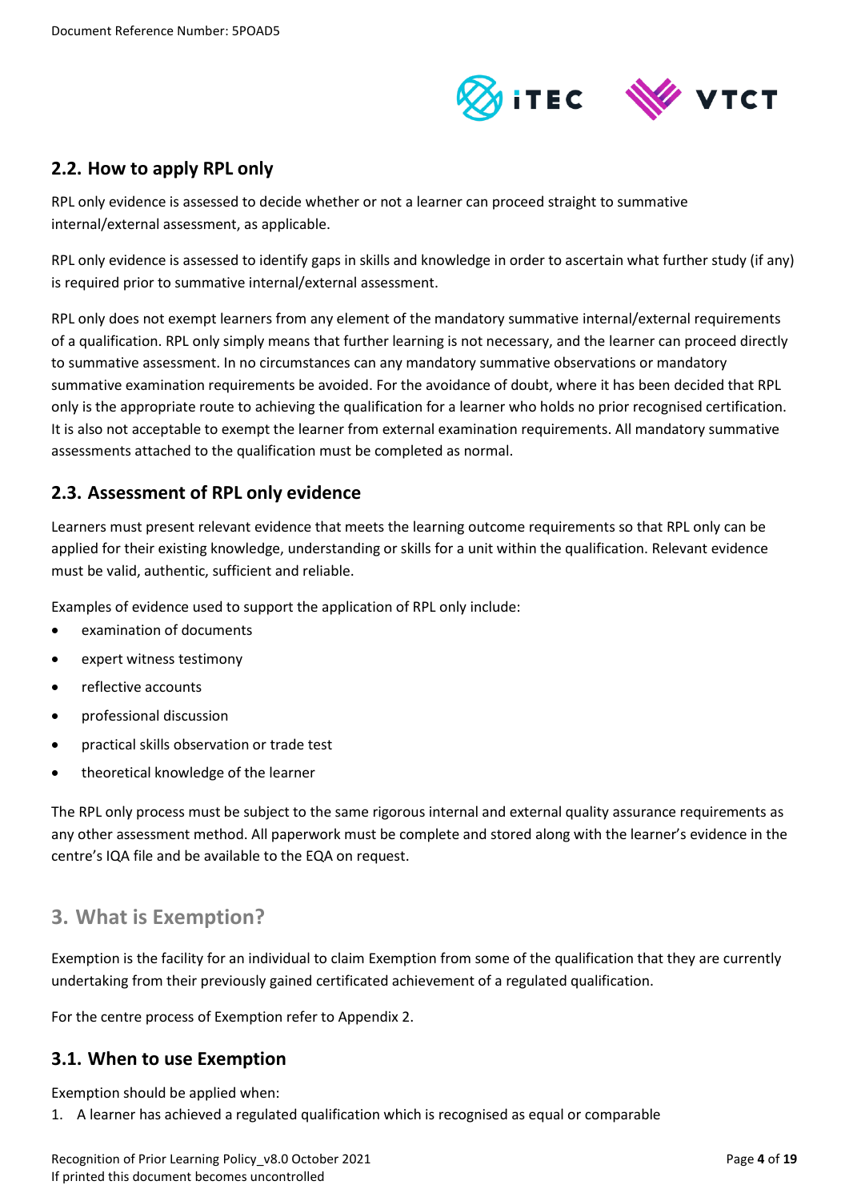## 2.2. How to apply RPL only

RPL only evidence is assessed to decide whether or not a learner can proceed straight to summative internal/external assessment, as applicable.

RPL only evidence is assessed to identify gaps in skills and knowledge in order to ascertain what further study (if any) is required prior to summative internal/external assessment.

RPL only does not exempt learners from any element of the mandatory summative internal/external requirements of a qualification. RPL only simply means that further learning is not necessary, and the learner can proceed directly to summative assessment. In no circumstances can any mandatory summative observations or mandatory summative examination requirements be avoided. For the avoidance of doubt, where it has been decided that RPL only is the appropriate route to achieving the qualification for a learner who holds no prior recognised certification. It is also not acceptable to exempt the learner from external examination requirements. All mandatory summative assessments attached to the qualification must be completed as normal.

## 2.3. Assessment of RPL only evidence

Learners must present relevant evidence that meets the learning outcome requirements so that RPL only can be applied for their existing knowledge, understanding or skills for a unit within the qualification. Relevant evidence must be valid, authentic, sufficient and reliable.

Examples of evidence used to support the application of RPL only include:

- examination of documents
- expert witness testimony
- reflective accounts
- professional discussion
- practical skills observation or trade test
- theoretical knowledge of the learner

The RPL only process must be subject to the same rigorous internal and external quality assurance requirements as any other assessment method. All paperwork must be complete and stored along with the learner's evidence in the centre's IQA file and be available to the EQA on request.

# 3. What is Exemption?

Exemption is the facility for an individual to claim Exemption from some of the qualification that they are currently undertaking from their previously gained certificated achievement of a regulated qualification.

For the centre process of Exemption refer to Appendix 2.

## 3.1. When to use Exemption

Exemption should be applied when:

1. A learner has achieved a regulated qualification which is recognised as equal or comparable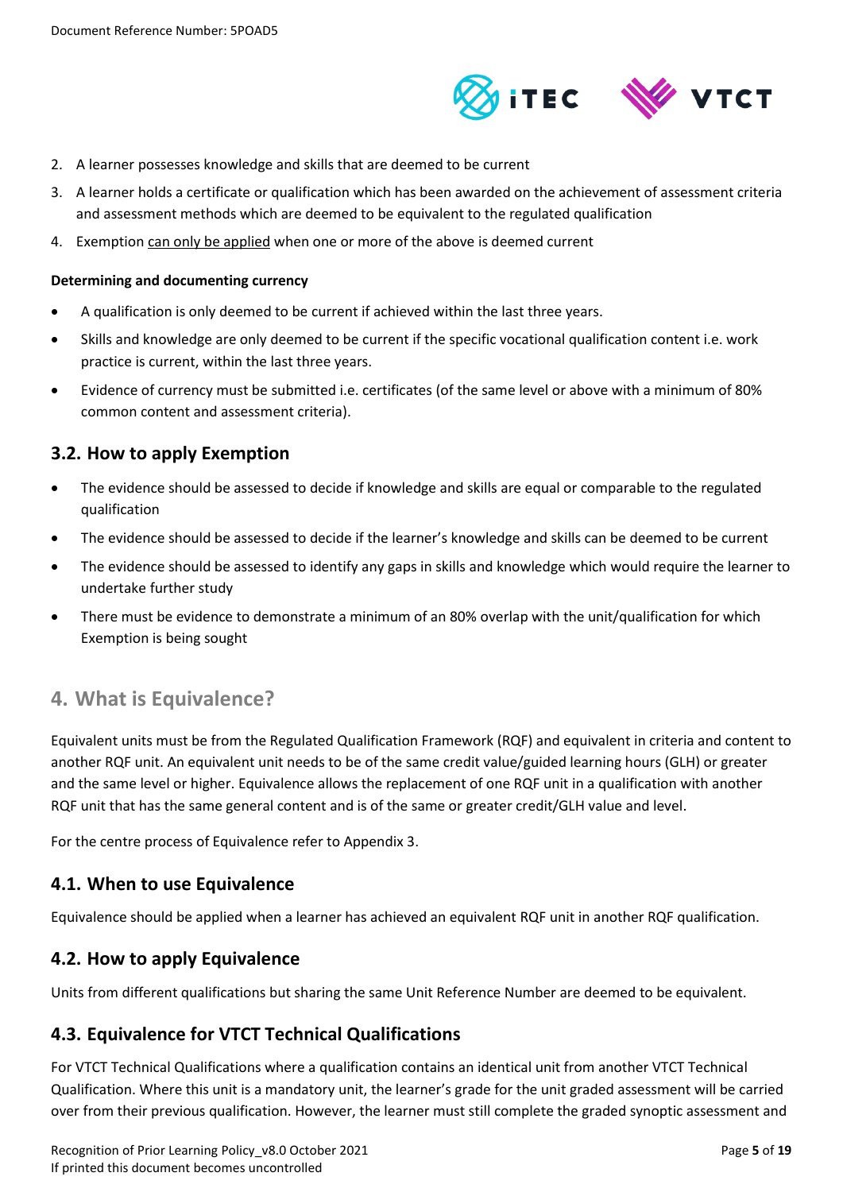2. A learner possesses knowledge and skills that are deemed to be current
3. A learner holds a certificate or qualification which has been awarded on the achievement of assessment criteria and assessment methods which are deemed to be equivalent to the regulated qualification
4. Exemption can only be applied when one or more of the above is deemed current

**Determining and documenting currency**

- A qualification is only deemed to be current if achieved within the last three years.
- Skills and knowledge are only deemed to be current if the specific vocational qualification content i.e. work practice is current, within the last three years.
- Evidence of currency must be submitted i.e. certificates (of the same level or above with a minimum of 80% common content and assessment criteria).

### 3.2. How to apply Exemption

- The evidence should be assessed to decide if knowledge and skills are equal or comparable to the regulated qualification
- The evidence should be assessed to decide if the learner's knowledge and skills can be deemed to be current
- The evidence should be assessed to identify any gaps in skills and knowledge which would require the learner to undertake further study
- There must be evidence to demonstrate a minimum of an 80% overlap with the unit/qualification for which Exemption is being sought

## 4. What is Equivalence?

Equivalent units must be from the Regulated Qualification Framework (RQF) and equivalent in criteria and content to another RQF unit. An equivalent unit needs to be of the same credit value/guided learning hours (GLH) or greater and the same level or higher. Equivalence allows the replacement of one RQF unit in a qualification with another RQF unit that has the same general content and is of the same or greater credit/GLH value and level.

For the centre process of Equivalence refer to Appendix 3.

### 4.1. When to use Equivalence

Equivalence should be applied when a learner has achieved an equivalent RQF unit in another RQF qualification.

### 4.2. How to apply Equivalence

Units from different qualifications but sharing the same Unit Reference Number are deemed to be equivalent.

### 4.3. Equivalence for VTCT Technical Qualifications

For VTCT Technical Qualifications where a qualification contains an identical unit from another VTCT Technical Qualification. Where this unit is a mandatory unit, the learner's grade for the unit graded assessment will be carried over from their previous qualification. However, the learner must still complete the graded synoptic assessment and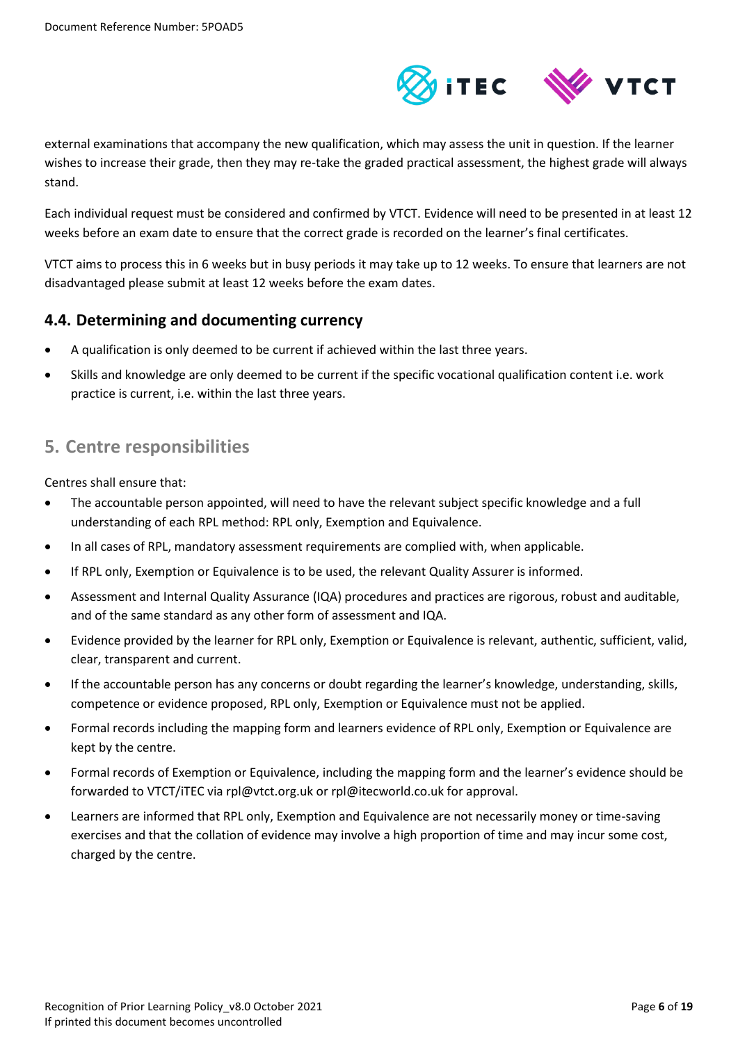external examinations that accompany the new qualification, which may assess the unit in question. If the learner wishes to increase their grade, then they may re-take the graded practical assessment, the highest grade will always stand.

Each individual request must be considered and confirmed by VTCT. Evidence will need to be presented in at least 12 weeks before an exam date to ensure that the correct grade is recorded on the learner's final certificates.

VTCT aims to process this in 6 weeks but in busy periods it may take up to 12 weeks. To ensure that learners are not disadvantaged please submit at least 12 weeks before the exam dates.

### 4.4. Determining and documenting currency

- A qualification is only deemed to be current if achieved within the last three years.
- Skills and knowledge are only deemed to be current if the specific vocational qualification content i.e. work practice is current, i.e. within the last three years.

## 5. Centre responsibilities

Centres shall ensure that:

- The accountable person appointed, will need to have the relevant subject specific knowledge and a full understanding of each RPL method: RPL only, Exemption and Equivalence.
- In all cases of RPL, mandatory assessment requirements are complied with, when applicable.
- If RPL only, Exemption or Equivalence is to be used, the relevant Quality Assurer is informed.
- Assessment and Internal Quality Assurance (IQA) procedures and practices are rigorous, robust and auditable, and of the same standard as any other form of assessment and IQA.
- Evidence provided by the learner for RPL only, Exemption or Equivalence is relevant, authentic, sufficient, valid, clear, transparent and current.
- If the accountable person has any concerns or doubt regarding the learner's knowledge, understanding, skills, competence or evidence proposed, RPL only, Exemption or Equivalence must not be applied.
- Formal records including the mapping form and learners evidence of RPL only, Exemption or Equivalence are kept by the centre.
- Formal records of Exemption or Equivalence, including the mapping form and the learner's evidence should be forwarded to VTCT/iTEC via rpl@vtct.org.uk or rpl@itecworld.co.uk for approval.
- Learners are informed that RPL only, Exemption and Equivalence are not necessarily money or time-saving exercises and that the collation of evidence may involve a high proportion of time and may incur some cost, charged by the centre.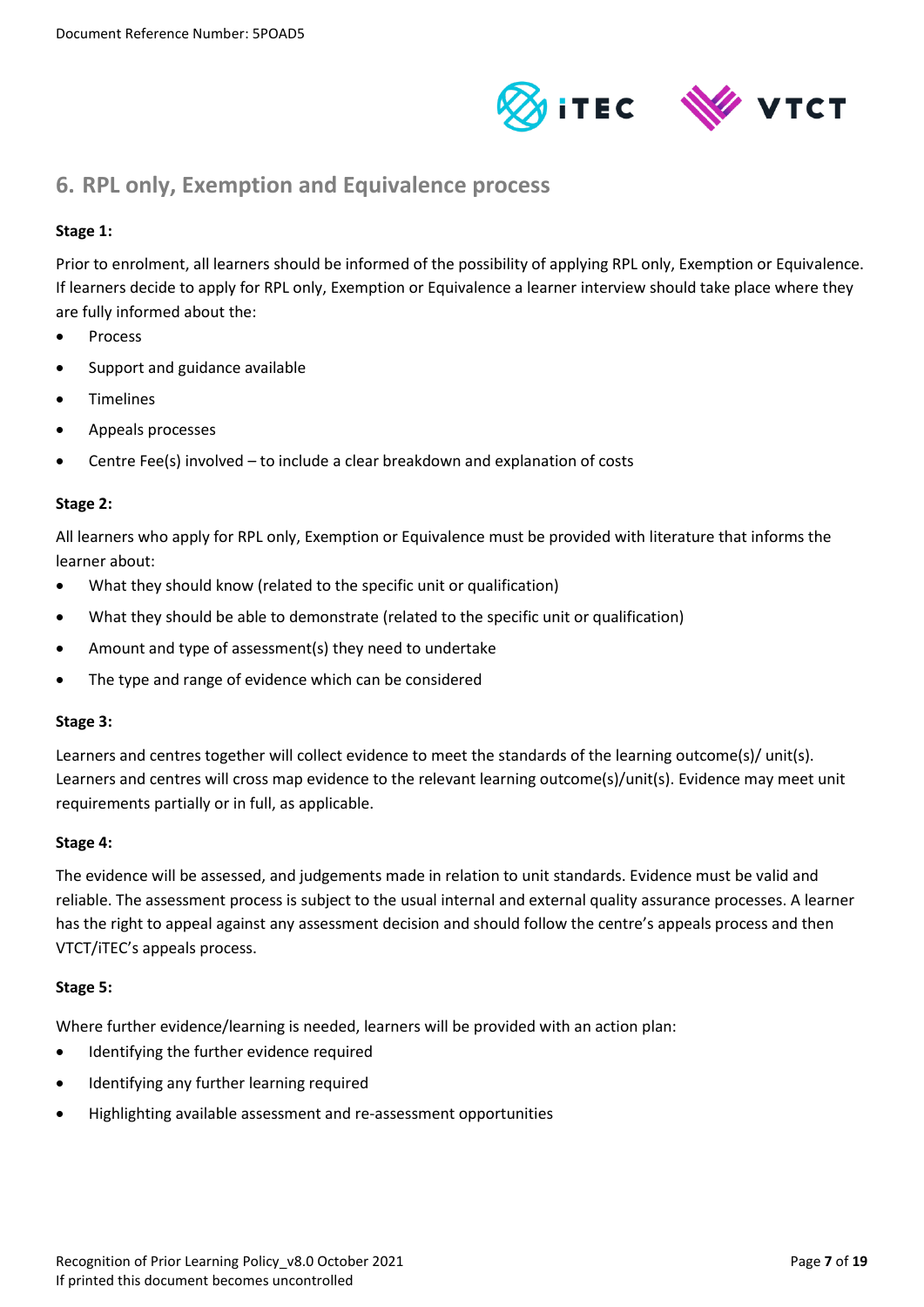## 6. RPL only, Exemption and Equivalence process

**Stage 1:**

Prior to enrolment, all learners should be informed of the possibility of applying RPL only, Exemption or Equivalence. If learners decide to apply for RPL only, Exemption or Equivalence a learner interview should take place where they are fully informed about the:

- Process
- Support and guidance available
- Timelines
- Appeals processes
- Centre Fee(s) involved – to include a clear breakdown and explanation of costs

**Stage 2:**

All learners who apply for RPL only, Exemption or Equivalence must be provided with literature that informs the learner about:

- What they should know (related to the specific unit or qualification)
- What they should be able to demonstrate (related to the specific unit or qualification)
- Amount and type of assessment(s) they need to undertake
- The type and range of evidence which can be considered

**Stage 3:**

Learners and centres together will collect evidence to meet the standards of the learning outcome(s)/ unit(s). Learners and centres will cross map evidence to the relevant learning outcome(s)/unit(s). Evidence may meet unit requirements partially or in full, as applicable.

**Stage 4:**

The evidence will be assessed, and judgements made in relation to unit standards. Evidence must be valid and reliable. The assessment process is subject to the usual internal and external quality assurance processes. A learner has the right to appeal against any assessment decision and should follow the centre's appeals process and then VTCT/iTEC's appeals process.

**Stage 5:**

Where further evidence/learning is needed, learners will be provided with an action plan:

- Identifying the further evidence required
- Identifying any further learning required
- Highlighting available assessment and re-assessment opportunities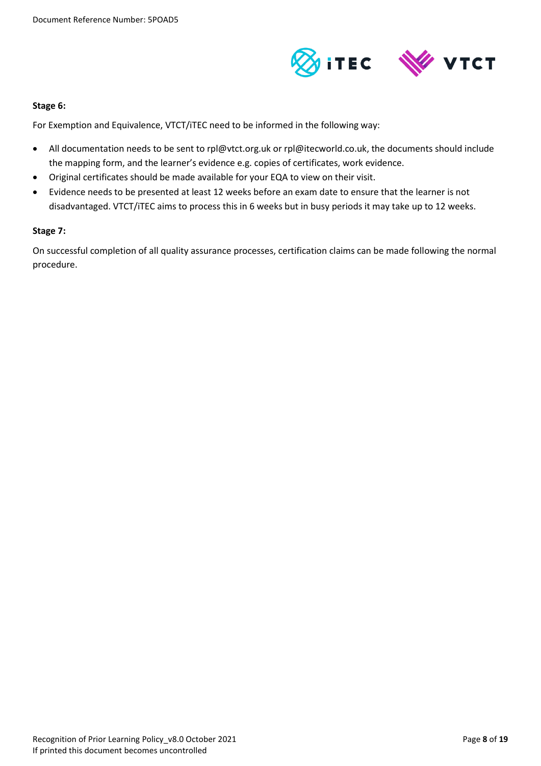**Stage 6:**

For Exemption and Equivalence, VTCT/iTEC need to be informed in the following way:

- All documentation needs to be sent to rpl@vtct.org.uk or rpl@itecworld.co.uk, the documents should include the mapping form, and the learner's evidence e.g. copies of certificates, work evidence.
- Original certificates should be made available for your EQA to view on their visit.
- Evidence needs to be presented at least 12 weeks before an exam date to ensure that the learner is not disadvantaged. VTCT/iTEC aims to process this in 6 weeks but in busy periods it may take up to 12 weeks.

**Stage 7:**

On successful completion of all quality assurance processes, certification claims can be made following the normal procedure.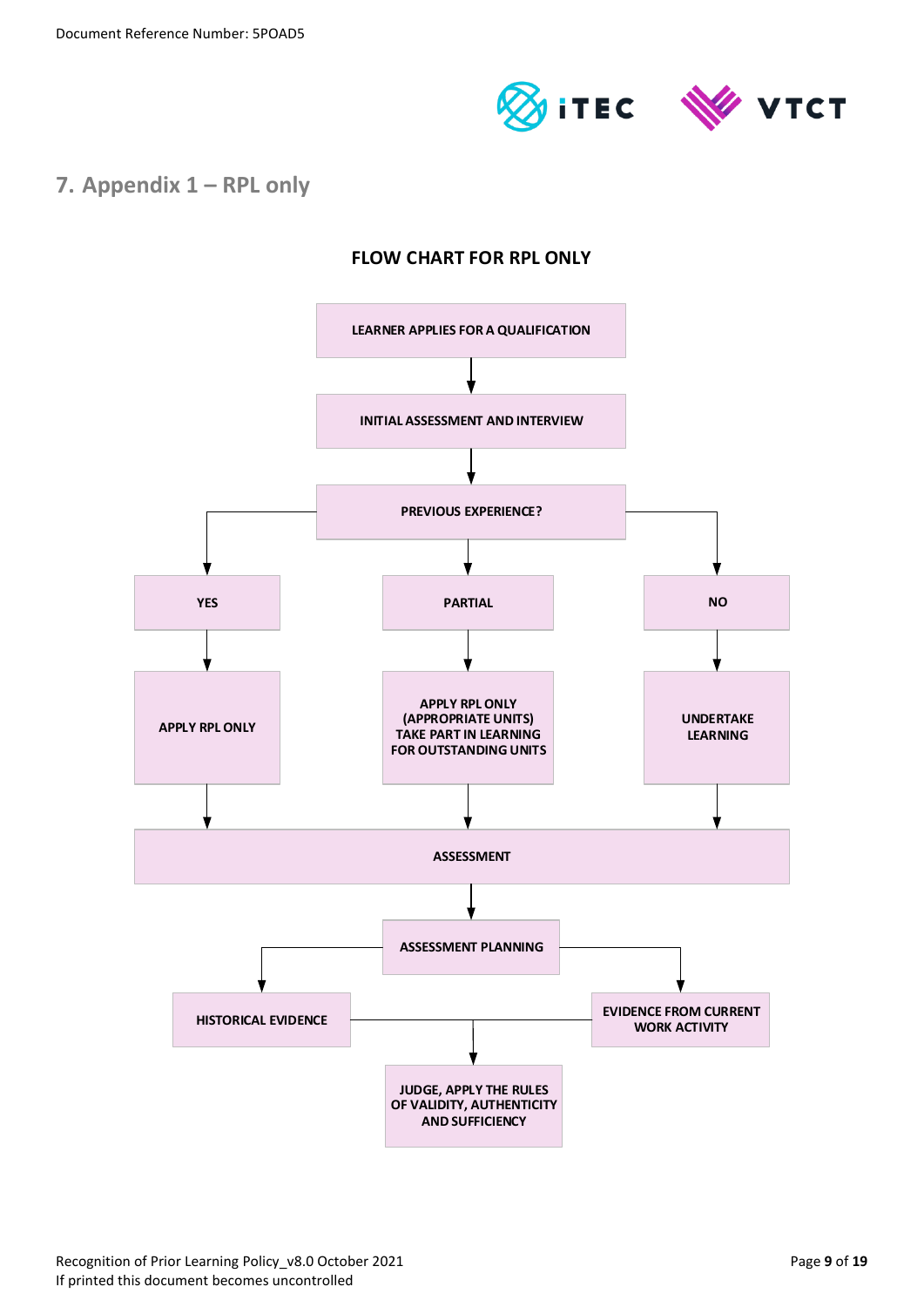## 7. Appendix 1 – RPL only

**FLOW CHART FOR RPL ONLY**

LEARNER APPLIES FOR A QUALIFICATION

↓

INITIAL ASSESSMENT AND INTERVIEW

↓

PREVIOUS EXPERIENCE?

- **YES** → APPLY RPL ONLY
- **PARTIAL** → APPLY RPL ONLY (APPROPRIATE UNITS) TAKE PART IN LEARNING FOR OUTSTANDING UNITS
- **NO** → UNDERTAKE LEARNING

↓

ASSESSMENT

↓

ASSESSMENT PLANNING

- HISTORICAL EVIDENCE
- EVIDENCE FROM CURRENT WORK ACTIVITY

↓

JUDGE, APPLY THE RULES OF VALIDITY, AUTHENTICITY AND SUFFICIENCY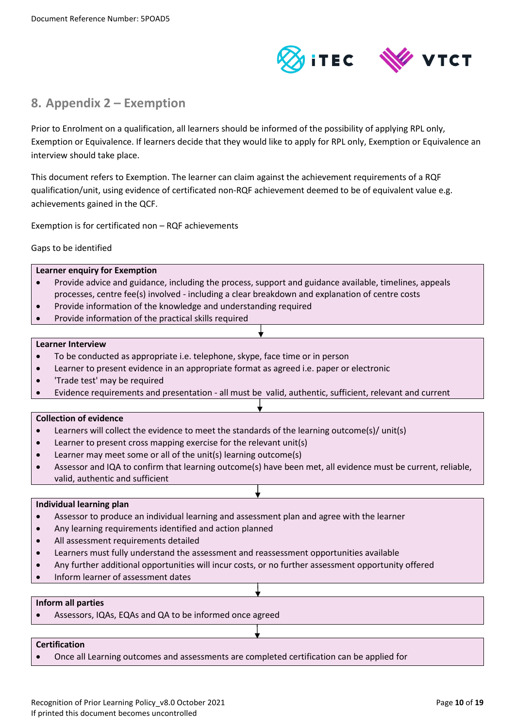## 8. Appendix 2 – Exemption

Prior to Enrolment on a qualification, all learners should be informed of the possibility of applying RPL only, Exemption or Equivalence. If learners decide that they would like to apply for RPL only, Exemption or Equivalence an interview should take place.

This document refers to Exemption. The learner can claim against the achievement requirements of a RQF qualification/unit, using evidence of certificated non-RQF achievement deemed to be of equivalent value e.g. achievements gained in the QCF.

Exemption is for certificated non – RQF achievements

Gaps to be identified

**Learner enquiry for Exemption**

- Provide advice and guidance, including the process, support and guidance available, timelines, appeals processes, centre fee(s) involved - including a clear breakdown and explanation of centre costs
- Provide information of the knowledge and understanding required
- Provide information of the practical skills required

↓

**Learner Interview**

- To be conducted as appropriate i.e. telephone, skype, face time or in person
- Learner to present evidence in an appropriate format as agreed i.e. paper or electronic
- 'Trade test' may be required
- Evidence requirements and presentation - all must be valid, authentic, sufficient, relevant and current

↓

**Collection of evidence**

- Learners will collect the evidence to meet the standards of the learning outcome(s)/ unit(s)
- Learner to present cross mapping exercise for the relevant unit(s)
- Learner may meet some or all of the unit(s) learning outcome(s)
- Assessor and IQA to confirm that learning outcome(s) have been met, all evidence must be current, reliable, valid, authentic and sufficient

↓

**Individual learning plan**

- Assessor to produce an individual learning and assessment plan and agree with the learner
- Any learning requirements identified and action planned
- All assessment requirements detailed
- Learners must fully understand the assessment and reassessment opportunities available
- Any further additional opportunities will incur costs, or no further assessment opportunity offered
- Inform learner of assessment dates

↓

**Inform all parties**

- Assessors, IQAs, EQAs and QA to be informed once agreed

↓

**Certification**

- Once all Learning outcomes and assessments are completed certification can be applied for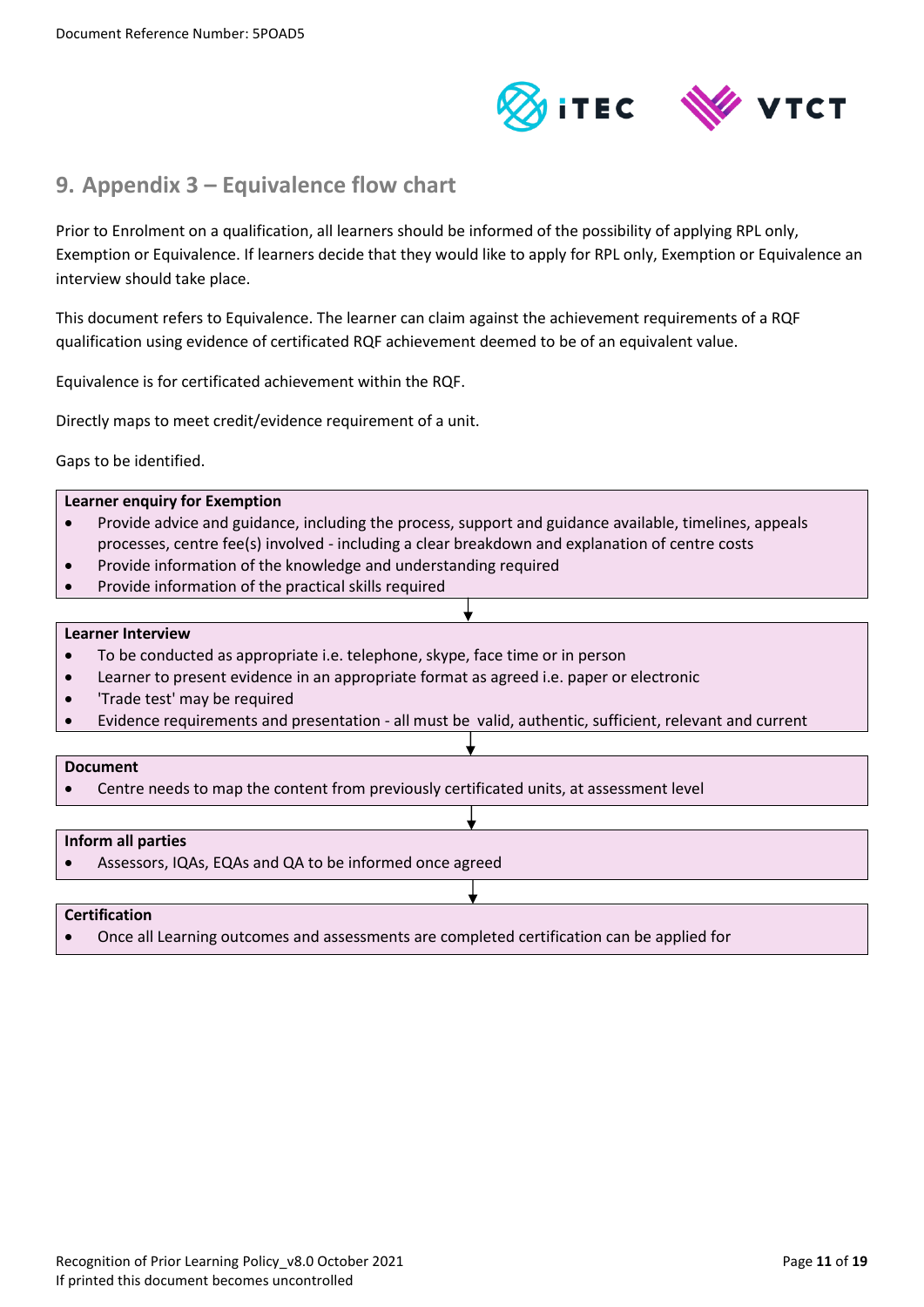## 9. Appendix 3 – Equivalence flow chart

Prior to Enrolment on a qualification, all learners should be informed of the possibility of applying RPL only, Exemption or Equivalence. If learners decide that they would like to apply for RPL only, Exemption or Equivalence an interview should take place.

This document refers to Equivalence. The learner can claim against the achievement requirements of a RQF qualification using evidence of certificated RQF achievement deemed to be of an equivalent value.

Equivalence is for certificated achievement within the RQF.

Directly maps to meet credit/evidence requirement of a unit.

Gaps to be identified.

**Learner enquiry for Exemption**

- Provide advice and guidance, including the process, support and guidance available, timelines, appeals processes, centre fee(s) involved - including a clear breakdown and explanation of centre costs
- Provide information of the knowledge and understanding required
- Provide information of the practical skills required

↓

**Learner Interview**

- To be conducted as appropriate i.e. telephone, skype, face time or in person
- Learner to present evidence in an appropriate format as agreed i.e. paper or electronic
- 'Trade test' may be required
- Evidence requirements and presentation - all must be valid, authentic, sufficient, relevant and current

↓

**Document**

- Centre needs to map the content from previously certificated units, at assessment level

↓

**Inform all parties**

- Assessors, IQAs, EQAs and QA to be informed once agreed

↓

**Certification**

- Once all Learning outcomes and assessments are completed certification can be applied for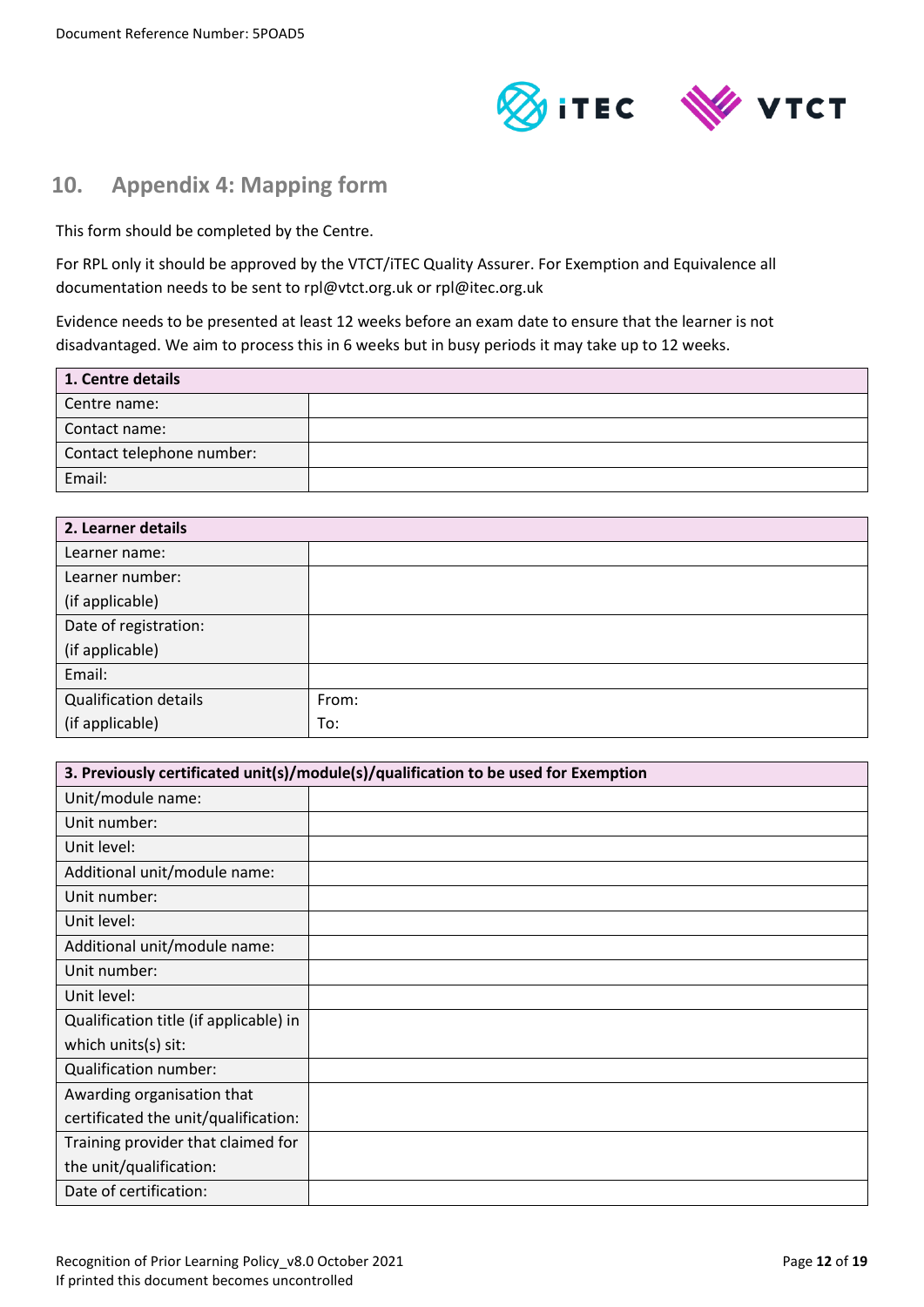## 10. Appendix 4: Mapping form

This form should be completed by the Centre.

For RPL only it should be approved by the VTCT/iTEC Quality Assurer. For Exemption and Equivalence all documentation needs to be sent to rpl@vtct.org.uk or rpl@itec.org.uk

Evidence needs to be presented at least 12 weeks before an exam date to ensure that the learner is not disadvantaged. We aim to process this in 6 weeks but in busy periods it may take up to 12 weeks.

| **1. Centre details** | |
|---|---|
| Centre name: | |
| Contact name: | |
| Contact telephone number: | |
| Email: | |

| **2. Learner details** | |
|---|---|
| Learner name: | |
| Learner number: (if applicable) | |
| Date of registration: (if applicable) | |
| Email: | |
| Qualification details (if applicable) | From: To: |

| **3. Previously certificated unit(s)/module(s)/qualification to be used for Exemption** | |
|---|---|
| Unit/module name: | |
| Unit number: | |
| Unit level: | |
| Additional unit/module name: | |
| Unit number: | |
| Unit level: | |
| Additional unit/module name: | |
| Unit number: | |
| Unit level: | |
| Qualification title (if applicable) in which units(s) sit: | |
| Qualification number: | |
| Awarding organisation that certificated the unit/qualification: | |
| Training provider that claimed for the unit/qualification: | |
| Date of certification: | |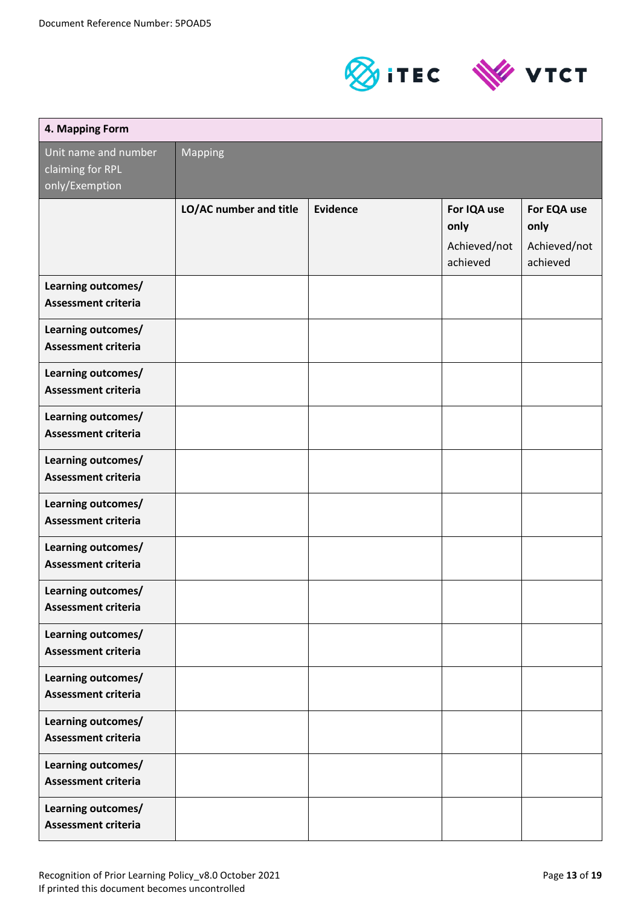| 4. Mapping Form | | | | |
|---|---|---|---|---|
| Unit name and number claiming for RPL only/Exemption | Mapping | | | |
| | **LO/AC number and title** | **Evidence** | **For IQA use only** Achieved/not achieved | **For EQA use only** Achieved/not achieved |
| **Learning outcomes/ Assessment criteria** | | | | |
| **Learning outcomes/ Assessment criteria** | | | | |
| **Learning outcomes/ Assessment criteria** | | | | |
| **Learning outcomes/ Assessment criteria** | | | | |
| **Learning outcomes/ Assessment criteria** | | | | |
| **Learning outcomes/ Assessment criteria** | | | | |
| **Learning outcomes/ Assessment criteria** | | | | |
| **Learning outcomes/ Assessment criteria** | | | | |
| **Learning outcomes/ Assessment criteria** | | | | |
| **Learning outcomes/ Assessment criteria** | | | | |
| **Learning outcomes/ Assessment criteria** | | | | |
| **Learning outcomes/ Assessment criteria** | | | | |
| **Learning outcomes/ Assessment criteria** | | | | |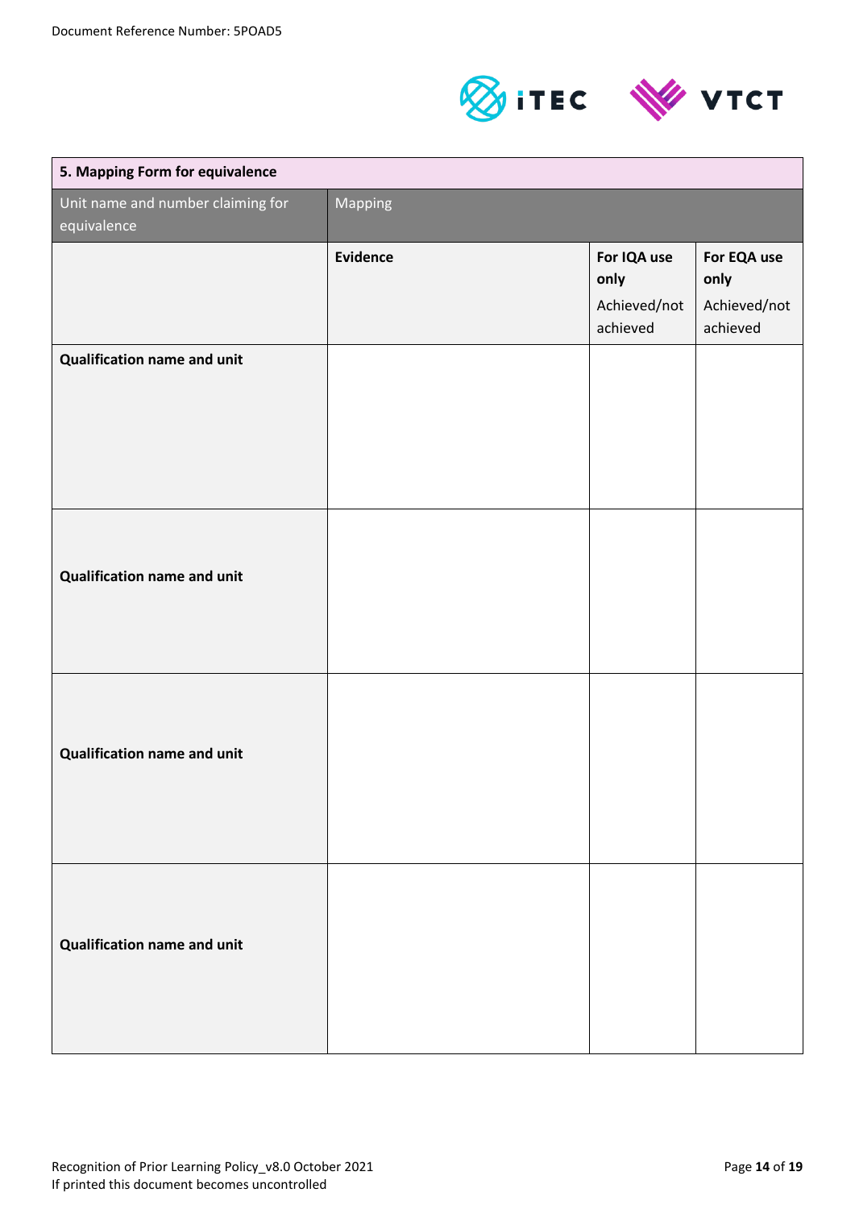| 5. Mapping Form for equivalence | | | |
|---|---|---|---|
| Unit name and number claiming for equivalence | Mapping | | |
| | **Evidence** | **For IQA use only** Achieved/not achieved | **For EQA use only** Achieved/not achieved |
| **Qualification name and unit** | | | |
| **Qualification name and unit** | | | |
| **Qualification name and unit** | | | |
| **Qualification name and unit** | | | |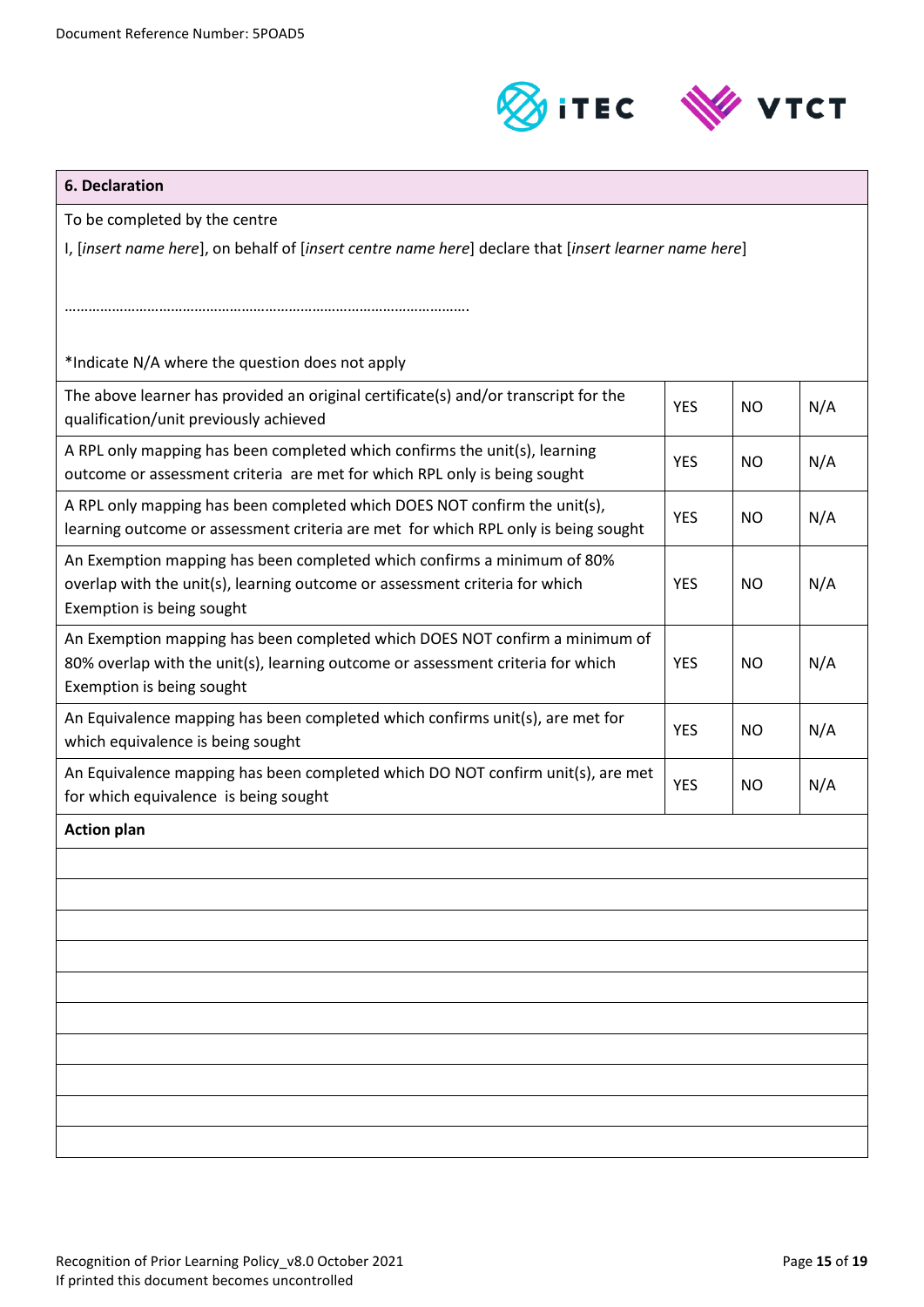## 6. Declaration

To be completed by the centre

I, [*insert name here*], on behalf of [*insert centre name here*] declare that [*insert learner name here*]

……………………………………………………………………………………….

*Indicate N/A where the question does not apply

| | | | |
|---|---|---|---|
| The above learner has provided an original certificate(s) and/or transcript for the qualification/unit previously achieved | YES | NO | N/A |
| A RPL only mapping has been completed which confirms the unit(s), learning outcome or assessment criteria are met for which RPL only is being sought | YES | NO | N/A |
| A RPL only mapping has been completed which DOES NOT confirm the unit(s), learning outcome or assessment criteria are met for which RPL only is being sought | YES | NO | N/A |
| An Exemption mapping has been completed which confirms a minimum of 80% overlap with the unit(s), learning outcome or assessment criteria for which Exemption is being sought | YES | NO | N/A |
| An Exemption mapping has been completed which DOES NOT confirm a minimum of 80% overlap with the unit(s), learning outcome or assessment criteria for which Exemption is being sought | YES | NO | N/A |
| An Equivalence mapping has been completed which confirms unit(s), are met for which equivalence is being sought | YES | NO | N/A |
| An Equivalence mapping has been completed which DO NOT confirm unit(s), are met for which equivalence is being sought | YES | NO | N/A |

**Action plan**

| |
|---|
| |
| |
| |
| |
| |
| |
| |
| |
| |
| |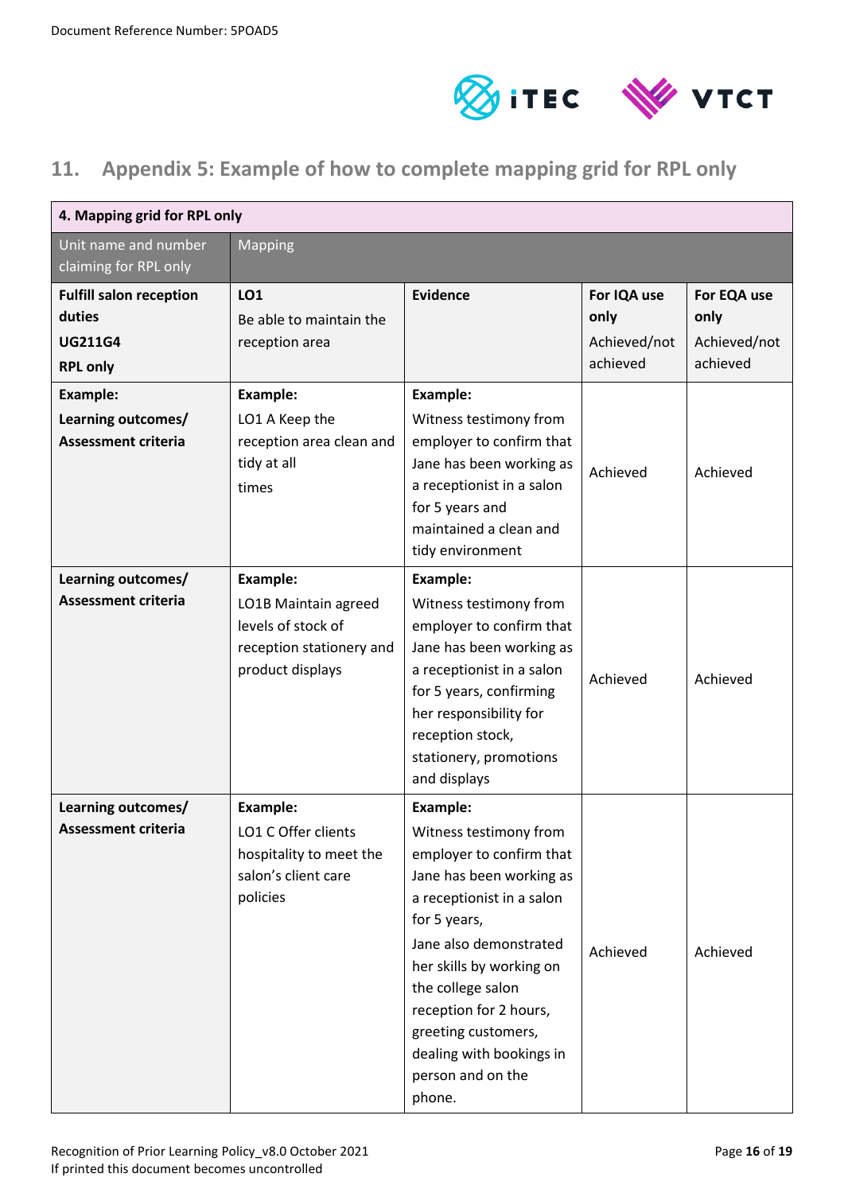## 11. Appendix 5: Example of how to complete mapping grid for RPL only

| 4. Mapping grid for RPL only | | | | |
|---|---|---|---|---|
| Unit name and number claiming for RPL only | Mapping | | | |
| **Fulfill salon reception duties**<br>**UG211G4**<br>**RPL only** | **LO1**<br>Be able to maintain the reception area | **Evidence** | **For IQA use only**<br>Achieved/not achieved | **For EQA use only**<br>Achieved/not achieved |
| **Example:**<br>**Learning outcomes/ Assessment criteria** | **Example:**<br>LO1 A Keep the reception area clean and tidy at all times | **Example:**<br>Witness testimony from employer to confirm that Jane has been working as a receptionist in a salon for 5 years and maintained a clean and tidy environment | Achieved | Achieved |
| **Learning outcomes/ Assessment criteria** | **Example:**<br>LO1B Maintain agreed levels of stock of reception stationery and product displays | **Example:**<br>Witness testimony from employer to confirm that Jane has been working as a receptionist in a salon for 5 years, confirming her responsibility for reception stock, stationery, promotions and displays | Achieved | Achieved |
| **Learning outcomes/ Assessment criteria** | **Example:**<br>LO1 C Offer clients hospitality to meet the salon's client care policies | **Example:**<br>Witness testimony from employer to confirm that Jane has been working as a receptionist in a salon for 5 years,<br>Jane also demonstrated her skills by working on the college salon reception for 2 hours, greeting customers, dealing with bookings in person and on the phone. | Achieved | Achieved |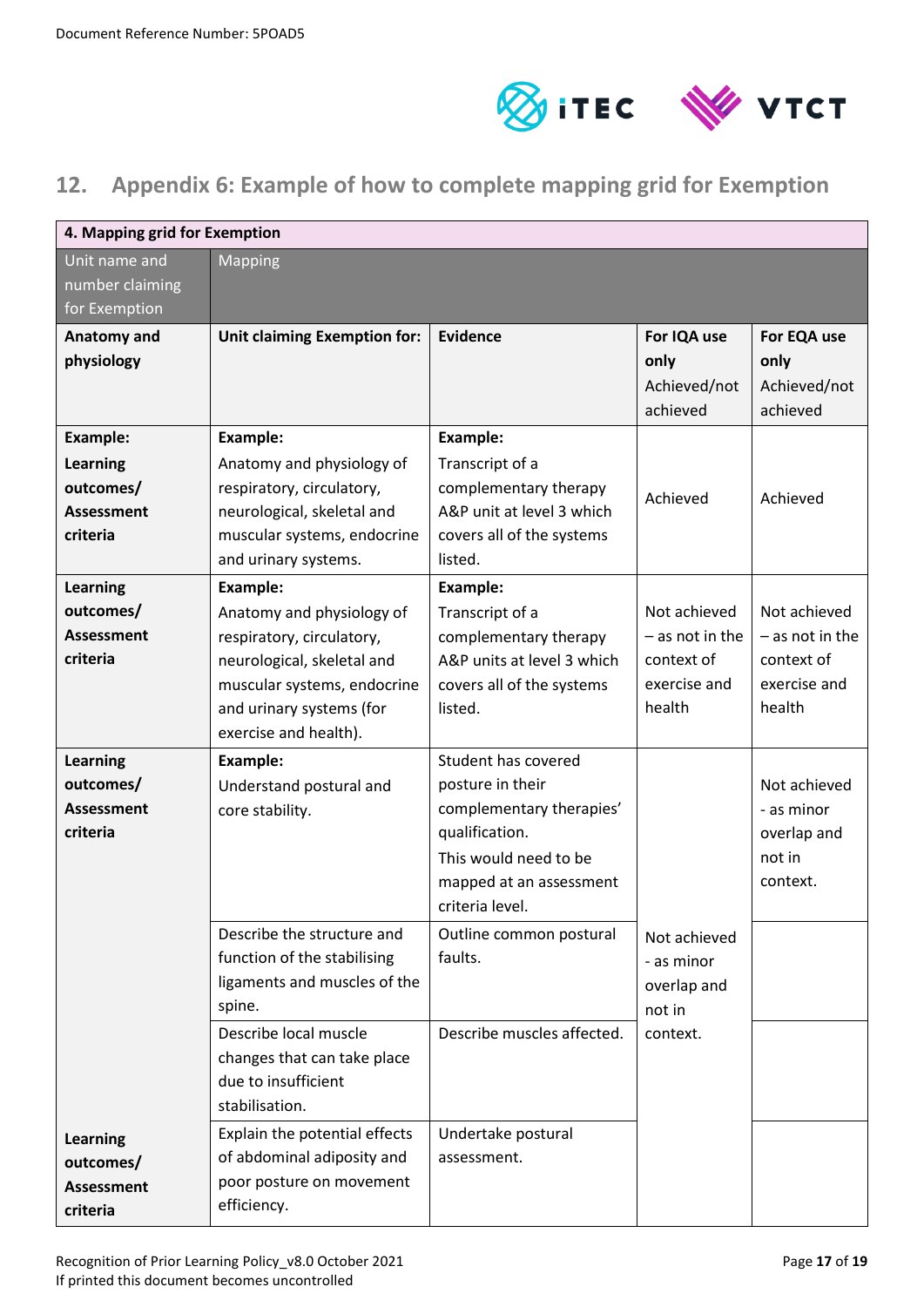## 12. Appendix 6: Example of how to complete mapping grid for Exemption

| 4. Mapping grid for Exemption | | | | |
|---|---|---|---|---|
| Unit name and number claiming for Exemption | Mapping | | | |
| **Anatomy and physiology** | **Unit claiming Exemption for:** | **Evidence** | **For IQA use only** Achieved/not achieved | **For EQA use only** Achieved/not achieved |
| **Example: Learning outcomes/ Assessment criteria** | **Example:** Anatomy and physiology of respiratory, circulatory, neurological, skeletal and muscular systems, endocrine and urinary systems. | **Example:** Transcript of a complementary therapy A&P unit at level 3 which covers all of the systems listed. | Achieved | Achieved |
| **Learning outcomes/ Assessment criteria** | **Example:** Anatomy and physiology of respiratory, circulatory, neurological, skeletal and muscular systems, endocrine and urinary systems (for exercise and health). | **Example:** Transcript of a complementary therapy A&P units at level 3 which covers all of the systems listed. | Not achieved – as not in the context of exercise and health | Not achieved – as not in the context of exercise and health |
| **Learning outcomes/ Assessment criteria** | **Example:** Understand postural and core stability. | Student has covered posture in their complementary therapies' qualification. This would need to be mapped at an assessment criteria level. | Not achieved - as minor overlap and not in context. | Not achieved - as minor overlap and not in context. |
| | Describe the structure and function of the stabilising ligaments and muscles of the spine. | Outline common postural faults. | | |
| | Describe local muscle changes that can take place due to insufficient stabilisation. | Describe muscles affected. | | |
| **Learning outcomes/ Assessment criteria** | Explain the potential effects of abdominal adiposity and poor posture on movement efficiency. | Undertake postural assessment. | | |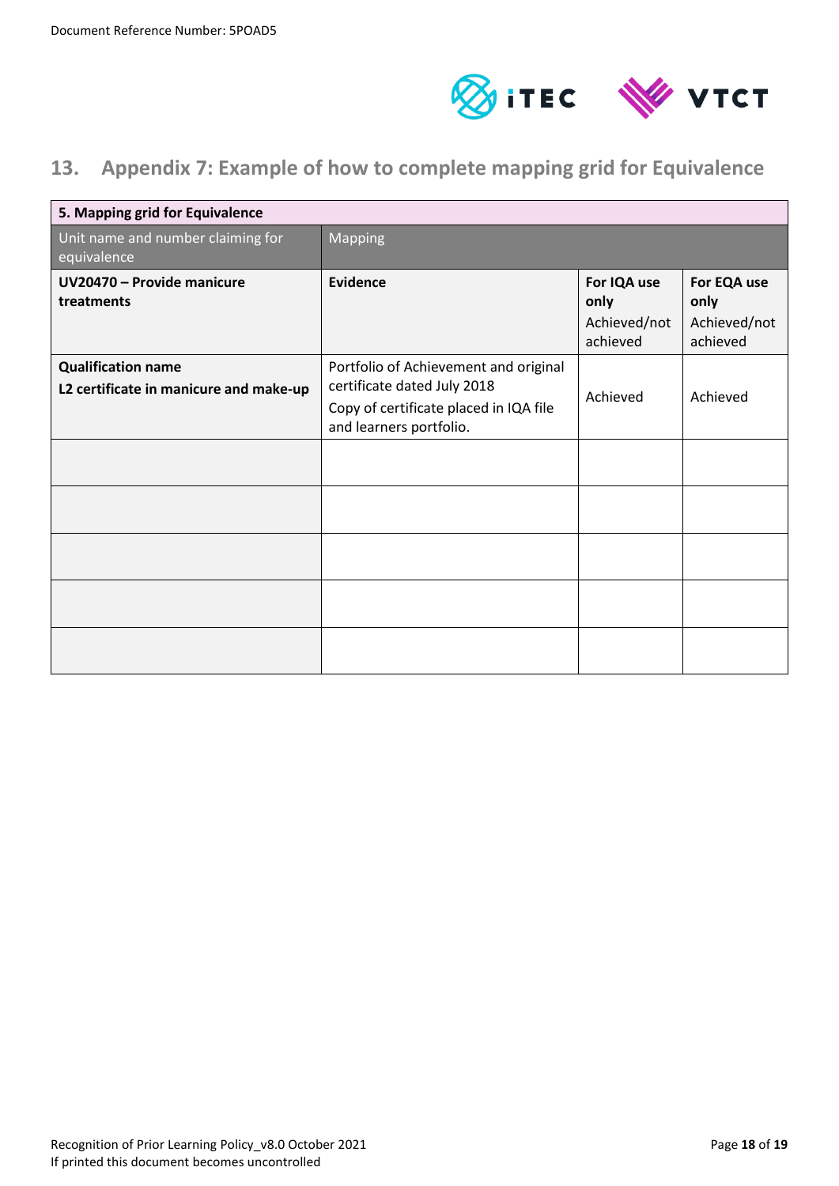## 13. Appendix 7: Example of how to complete mapping grid for Equivalence

| 5. Mapping grid for Equivalence | | | |
|---|---|---|---|
| Unit name and number claiming for equivalence | Mapping | | |
| **UV20470 – Provide manicure treatments** | **Evidence** | **For IQA use only** Achieved/not achieved | **For EQA use only** Achieved/not achieved |
| **Qualification name** **L2 certificate in manicure and make-up** | Portfolio of Achievement and original certificate dated July 2018 Copy of certificate placed in IQA file and learners portfolio. | Achieved | Achieved |
| | | | |
| | | | |
| | | | |
| | | | |
| | | | |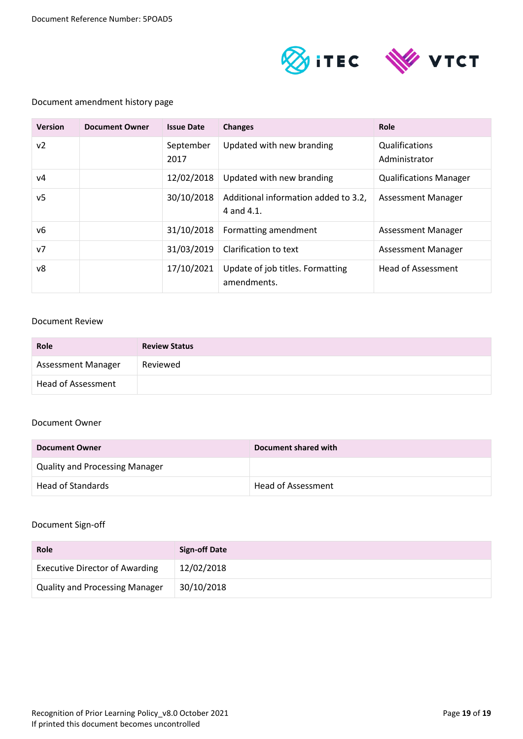Document amendment history page

| Version | Document Owner | Issue Date | Changes | Role |
|---|---|---|---|---|
| v2 | | September 2017 | Updated with new branding | Qualifications Administrator |
| v4 | | 12/02/2018 | Updated with new branding | Qualifications Manager |
| v5 | | 30/10/2018 | Additional information added to 3.2, 4 and 4.1. | Assessment Manager |
| v6 | | 31/10/2018 | Formatting amendment | Assessment Manager |
| v7 | | 31/03/2019 | Clarification to text | Assessment Manager |
| v8 | | 17/10/2021 | Update of job titles. Formatting amendments. | Head of Assessment |

Document Review

| Role | Review Status |
|---|---|
| Assessment Manager | Reviewed |
| Head of Assessment | |

Document Owner

| Document Owner | Document shared with |
|---|---|
| Quality and Processing Manager | |
| Head of Standards | Head of Assessment |

Document Sign-off

| Role | Sign-off Date |
|---|---|
| Executive Director of Awarding | 12/02/2018 |
| Quality and Processing Manager | 30/10/2018 |